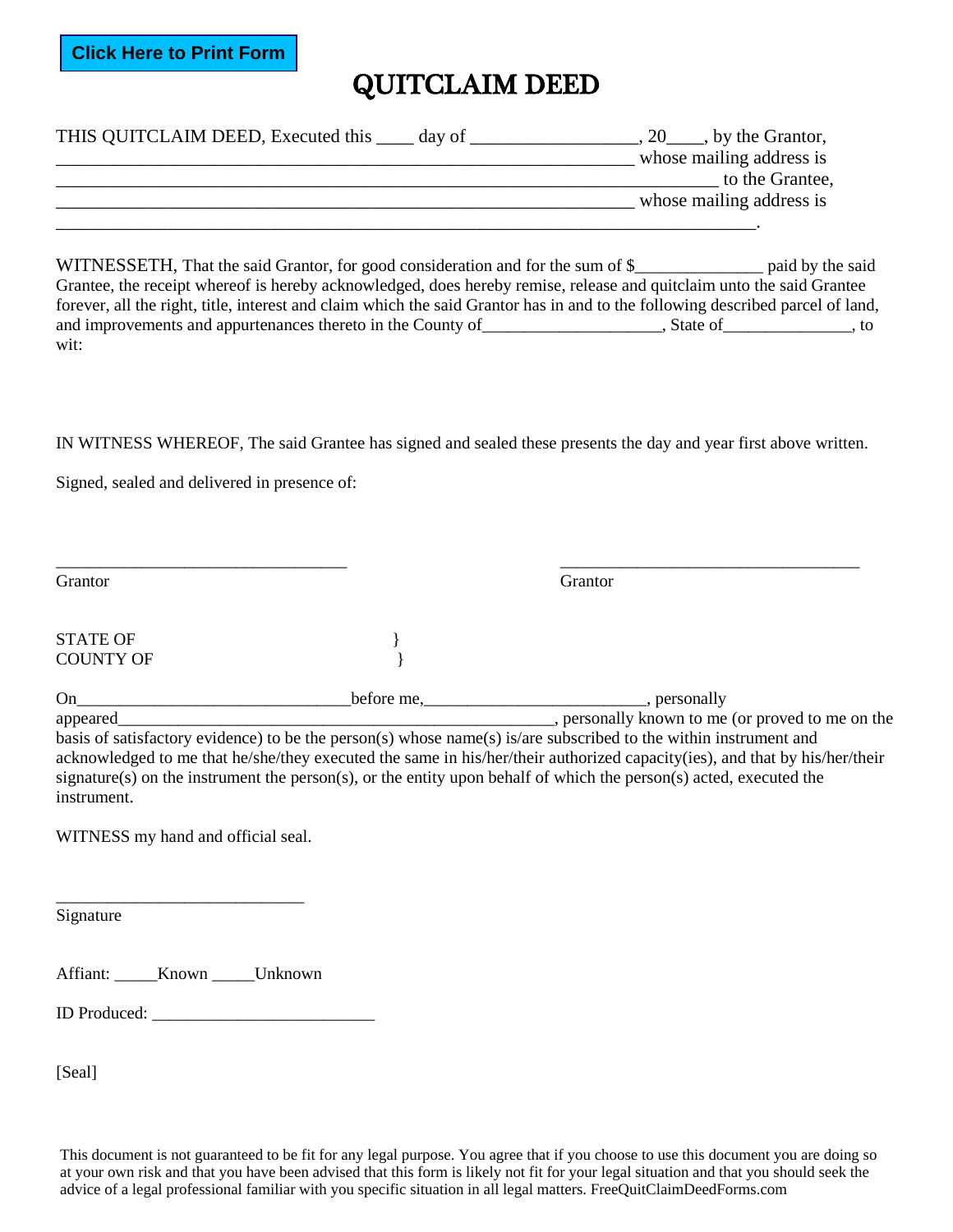Click Here to Print Form

# QUITCLAIM DEED

THIS QUITCLAIM DEED, Executed this ____ day of __________________, 20____, by the Grantor, _________________________________________________________________ whose mailing address is _____________________________________________________________________ to the Grantee, _________________________________________________________________ whose mailing address is _____________________________________________________________________________.

WITNESSETH, That the said Grantor, for good consideration and for the sum of $______________ paid by the said Grantee, the receipt whereof is hereby acknowledged, does hereby remise, release and quitclaim unto the said Grantee forever, all the right, title, interest and claim which the said Grantor has in and to the following described parcel of land, and improvements and appurtenances thereto in the County of____________________, State of______________, to wit:

IN WITNESS WHEREOF, The said Grantee has signed and sealed these presents the day and year first above written.

Signed, sealed and delivered in presence of:

_________________________________ Grantor

_________________________________ Grantor

STATE OF }
COUNTY OF }

On_______________________________before me,_________________________, personally appeared__________________________________________________, personally known to me (or proved to me on the basis of satisfactory evidence) to be the person(s) whose name(s) is/are subscribed to the within instrument and acknowledged to me that he/she/they executed the same in his/her/their authorized capacity(ies), and that by his/her/their signature(s) on the instrument the person(s), or the entity upon behalf of which the person(s) acted, executed the instrument.

WITNESS my hand and official seal.

____________________________
Signature

Affiant: _____Known _____Unknown

ID Produced: _________________________

[Seal]

This document is not guaranteed to be fit for any legal purpose. You agree that if you choose to use this document you are doing so at your own risk and that you have been advised that this form is likely not fit for your legal situation and that you should seek the advice of a legal professional familiar with you specific situation in all legal matters. FreeQuitClaimDeedForms.com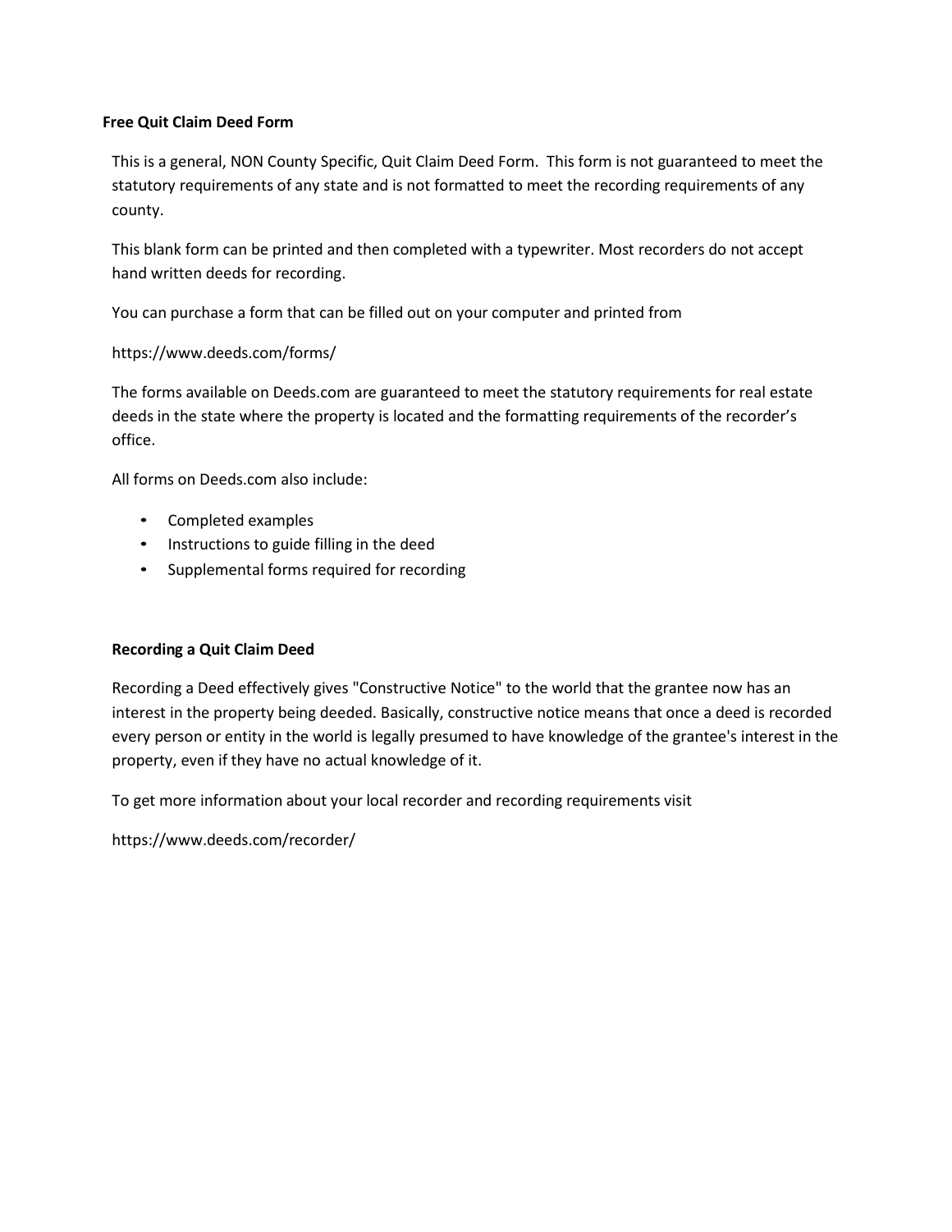**Free Quit Claim Deed Form**

This is a general, NON County Specific, Quit Claim Deed Form. This form is not guaranteed to meet the statutory requirements of any state and is not formatted to meet the recording requirements of any county.

This blank form can be printed and then completed with a typewriter. Most recorders do not accept hand written deeds for recording.

You can purchase a form that can be filled out on your computer and printed from

https://www.deeds.com/forms/

The forms available on Deeds.com are guaranteed to meet the statutory requirements for real estate deeds in the state where the property is located and the formatting requirements of the recorder's office.

All forms on Deeds.com also include:

- Completed examples
- Instructions to guide filling in the deed
- Supplemental forms required for recording

**Recording a Quit Claim Deed**

Recording a Deed effectively gives "Constructive Notice" to the world that the grantee now has an interest in the property being deeded. Basically, constructive notice means that once a deed is recorded every person or entity in the world is legally presumed to have knowledge of the grantee's interest in the property, even if they have no actual knowledge of it.

To get more information about your local recorder and recording requirements visit

https://www.deeds.com/recorder/